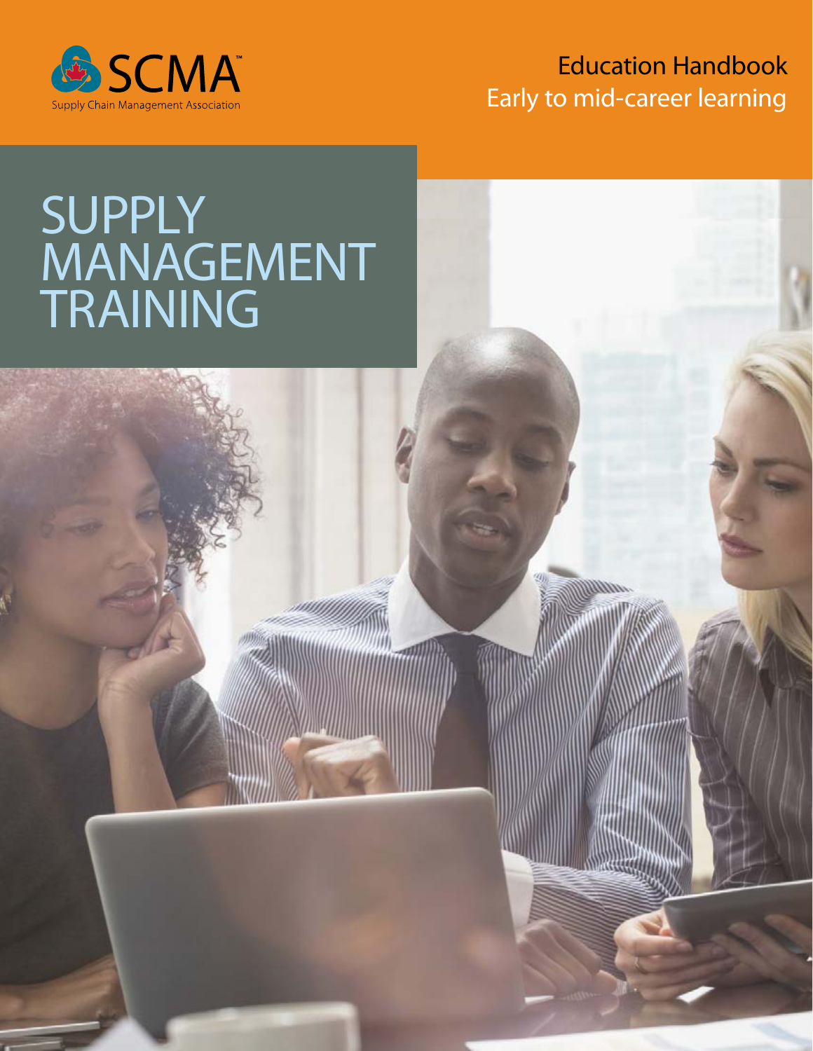SCMA™

Supply Chain Management Association

Education Handbook

Early to mid-career learning

# SUPPLY MANAGEMENT TRAINING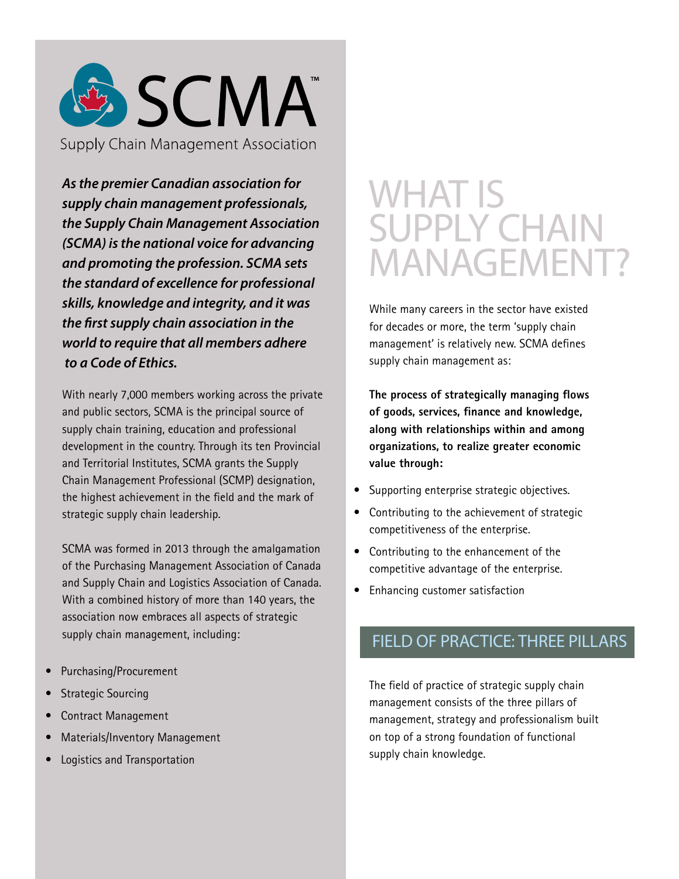# SCMA™

Supply Chain Management Association

***As the premier Canadian association for supply chain management professionals, the Supply Chain Management Association (SCMA) is the national voice for advancing and promoting the profession. SCMA sets the standard of excellence for professional skills, knowledge and integrity, and it was the first supply chain association in the world to require that all members adhere to a Code of Ethics.***

With nearly 7,000 members working across the private and public sectors, SCMA is the principal source of supply chain training, education and professional development in the country. Through its ten Provincial and Territorial Institutes, SCMA grants the Supply Chain Management Professional (SCMP) designation, the highest achievement in the field and the mark of strategic supply chain leadership.

SCMA was formed in 2013 through the amalgamation of the Purchasing Management Association of Canada and Supply Chain and Logistics Association of Canada. With a combined history of more than 140 years, the association now embraces all aspects of strategic supply chain management, including:

- Purchasing/Procurement
- Strategic Sourcing
- Contract Management
- Materials/Inventory Management
- Logistics and Transportation

# WHAT IS SUPPLY CHAIN MANAGEMENT?

While many careers in the sector have existed for decades or more, the term 'supply chain management' is relatively new. SCMA defines supply chain management as:

**The process of strategically managing flows of goods, services, finance and knowledge, along with relationships within and among organizations, to realize greater economic value through:**

- Supporting enterprise strategic objectives.
- Contributing to the achievement of strategic competitiveness of the enterprise.
- Contributing to the enhancement of the competitive advantage of the enterprise.
- Enhancing customer satisfaction

## FIELD OF PRACTICE: THREE PILLARS

The field of practice of strategic supply chain management consists of the three pillars of management, strategy and professionalism built on top of a strong foundation of functional supply chain knowledge.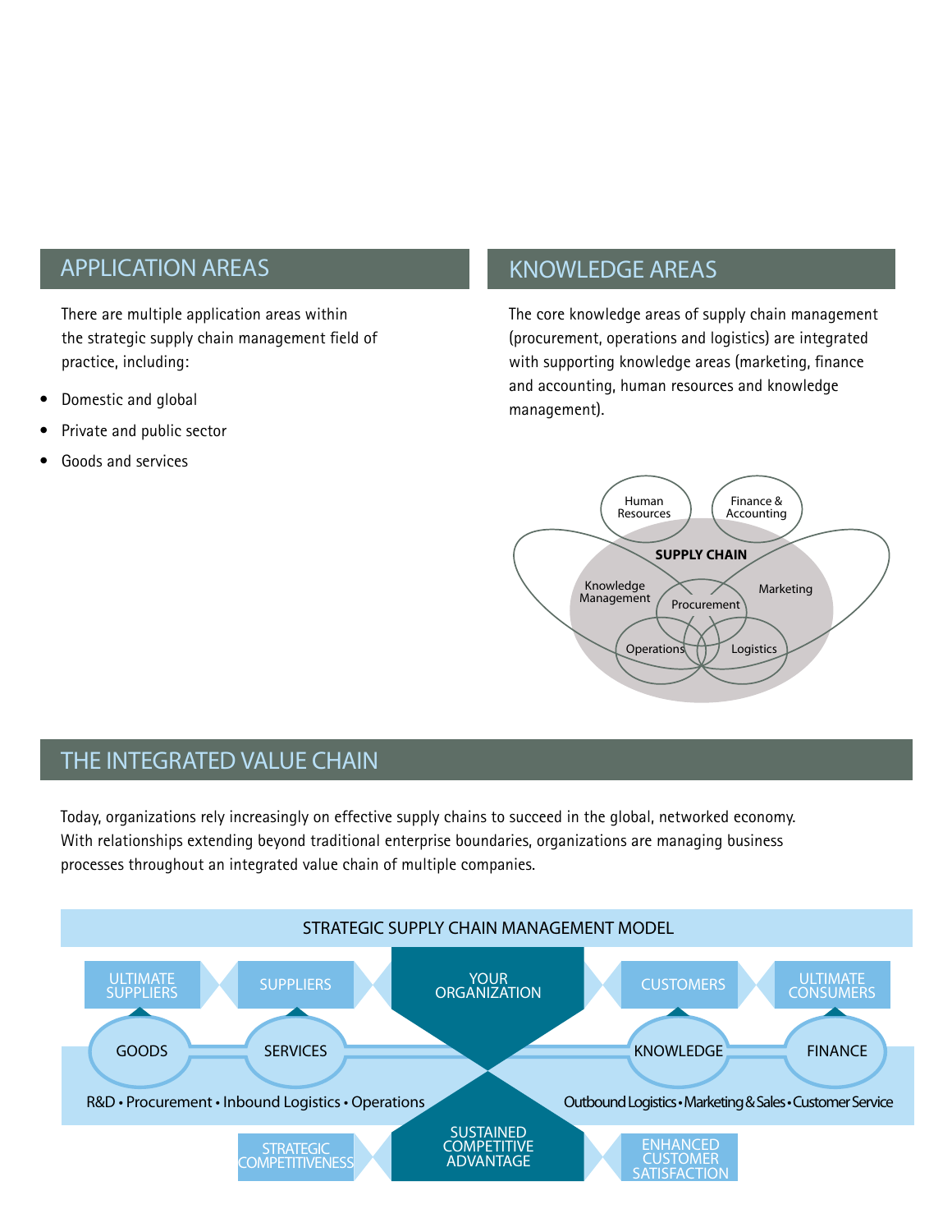## APPLICATION AREAS

There are multiple application areas within the strategic supply chain management field of practice, including:

- Domestic and global
- Private and public sector
- Goods and services

## KNOWLEDGE AREAS

The core knowledge areas of supply chain management (procurement, operations and logistics) are integrated with supporting knowledge areas (marketing, finance and accounting, human resources and knowledge management).

Human Resources
Finance & Accounting
SUPPLY CHAIN
Knowledge Management
Marketing
Procurement
Operations
Logistics

## THE INTEGRATED VALUE CHAIN

Today, organizations rely increasingly on effective supply chains to succeed in the global, networked economy. With relationships extending beyond traditional enterprise boundaries, organizations are managing business processes throughout an integrated value chain of multiple companies.

STRATEGIC SUPPLY CHAIN MANAGEMENT MODEL

ULTIMATE SUPPLIERS · SUPPLIERS · YOUR ORGANIZATION · CUSTOMERS · ULTIMATE CONSUMERS

GOODS · SERVICES · KNOWLEDGE · FINANCE

R&D • Procurement • Inbound Logistics • Operations

Outbound Logistics • Marketing & Sales • Customer Service

STRATEGIC COMPETITIVENESS · SUSTAINED COMPETITIVE ADVANTAGE · ENHANCED CUSTOMER SATISFACTION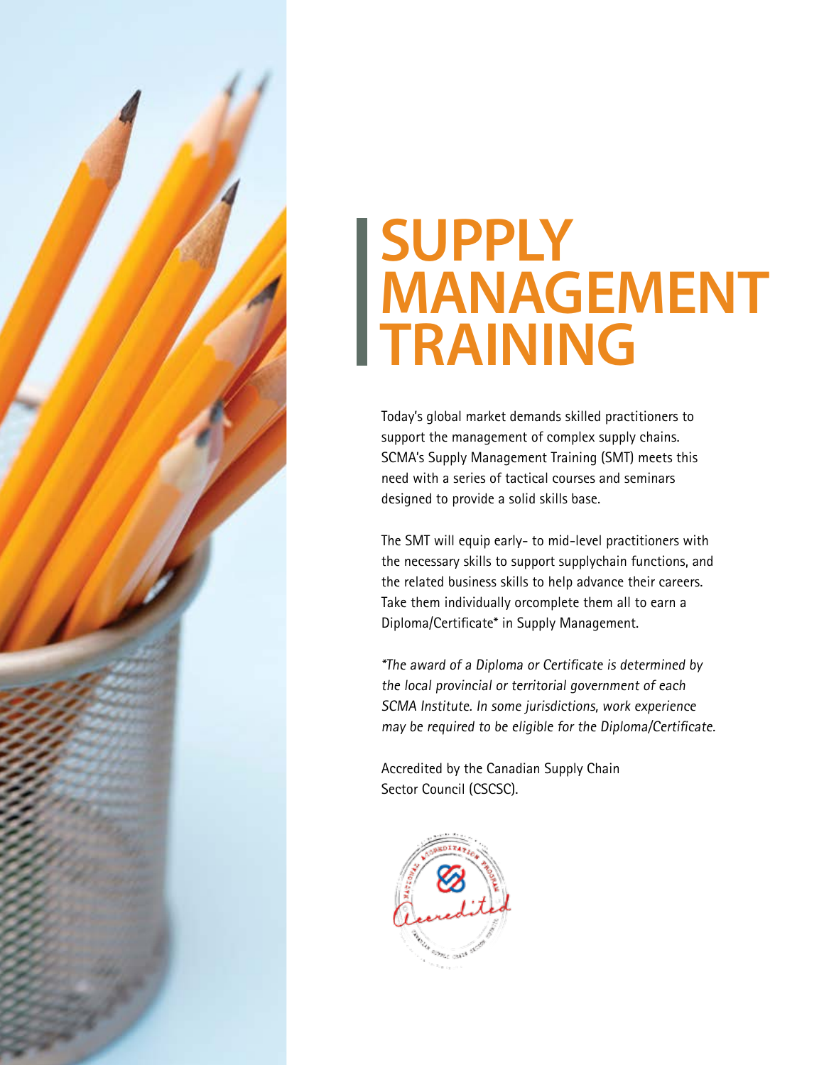# SUPPLY MANAGEMENT TRAINING

Today's global market demands skilled practitioners to support the management of complex supply chains. SCMA's Supply Management Training (SMT) meets this need with a series of tactical courses and seminars designed to provide a solid skills base.

The SMT will equip early- to mid-level practitioners with the necessary skills to support supplychain functions, and the related business skills to help advance their careers. Take them individually orcomplete them all to earn a Diploma/Certificate* in Supply Management.

*\*The award of a Diploma or Certificate is determined by the local provincial or territorial government of each SCMA Institute. In some jurisdictions, work experience may be required to be eligible for the Diploma/Certificate.*

Accredited by the Canadian Supply Chain Sector Council (CSCSC).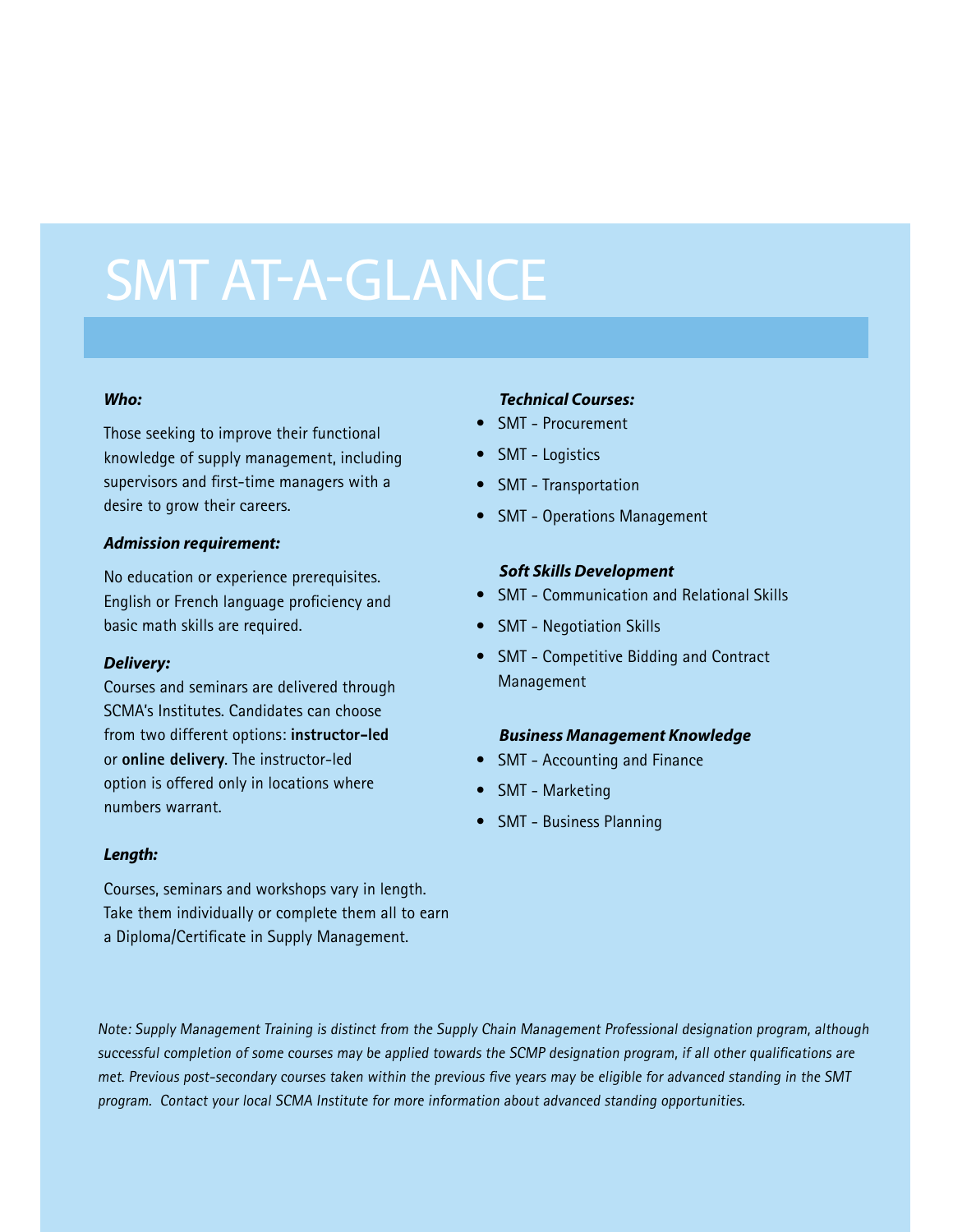# SMT AT-A-GLANCE

***Who:***

Those seeking to improve their functional knowledge of supply management, including supervisors and first-time managers with a desire to grow their careers.

***Admission requirement:***

No education or experience prerequisites. English or French language proficiency and basic math skills are required.

***Delivery:***

Courses and seminars are delivered through SCMA's Institutes. Candidates can choose from two different options: **instructor-led** or **online delivery**. The instructor-led option is offered only in locations where numbers warrant.

***Length:***

Courses, seminars and workshops vary in length. Take them individually or complete them all to earn a Diploma/Certificate in Supply Management.

***Technical Courses:***

- SMT - Procurement
- SMT - Logistics
- SMT - Transportation
- SMT - Operations Management

***Soft Skills Development***

- SMT - Communication and Relational Skills
- SMT - Negotiation Skills
- SMT - Competitive Bidding and Contract Management

***Business Management Knowledge***

- SMT - Accounting and Finance
- SMT - Marketing
- SMT - Business Planning

*Note: Supply Management Training is distinct from the Supply Chain Management Professional designation program, although successful completion of some courses may be applied towards the SCMP designation program, if all other qualifications are met. Previous post-secondary courses taken within the previous five years may be eligible for advanced standing in the SMT program. Contact your local SCMA Institute for more information about advanced standing opportunities.*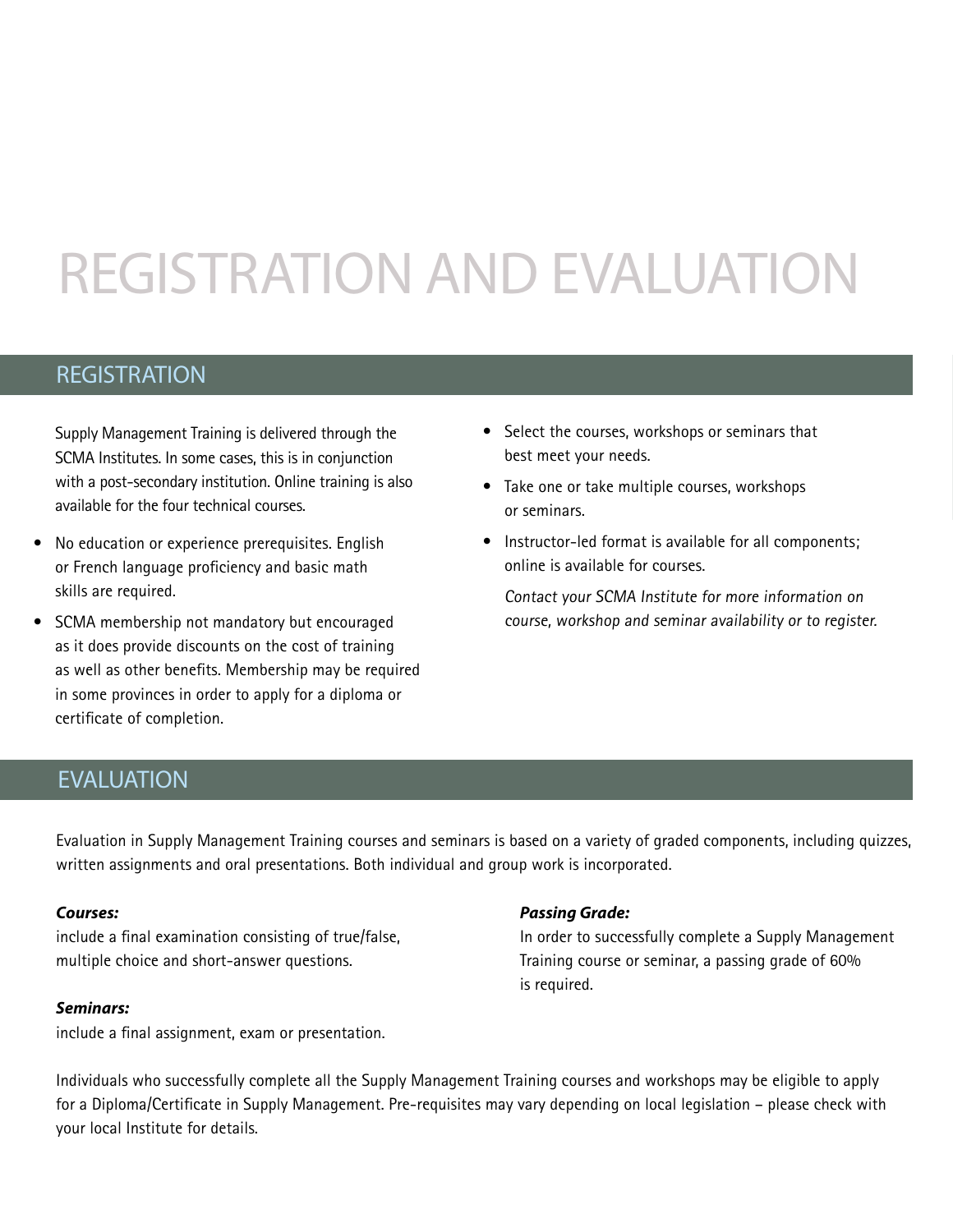# REGISTRATION AND EVALUATION

## REGISTRATION

Supply Management Training is delivered through the SCMA Institutes. In some cases, this is in conjunction with a post-secondary institution. Online training is also available for the four technical courses.

- No education or experience prerequisites. English or French language proficiency and basic math skills are required.
- SCMA membership not mandatory but encouraged as it does provide discounts on the cost of training as well as other benefits. Membership may be required in some provinces in order to apply for a diploma or certificate of completion.
- Select the courses, workshops or seminars that best meet your needs.
- Take one or take multiple courses, workshops or seminars.
- Instructor-led format is available for all components; online is available for courses.

  *Contact your SCMA Institute for more information on course, workshop and seminar availability or to register.*

## EVALUATION

Evaluation in Supply Management Training courses and seminars is based on a variety of graded components, including quizzes, written assignments and oral presentations. Both individual and group work is incorporated.

***Courses:***
include a final examination consisting of true/false, multiple choice and short-answer questions.

***Seminars:***
include a final assignment, exam or presentation.

***Passing Grade:***
In order to successfully complete a Supply Management Training course or seminar, a passing grade of 60% is required.

Individuals who successfully complete all the Supply Management Training courses and workshops may be eligible to apply for a Diploma/Certificate in Supply Management. Pre-requisites may vary depending on local legislation – please check with your local Institute for details.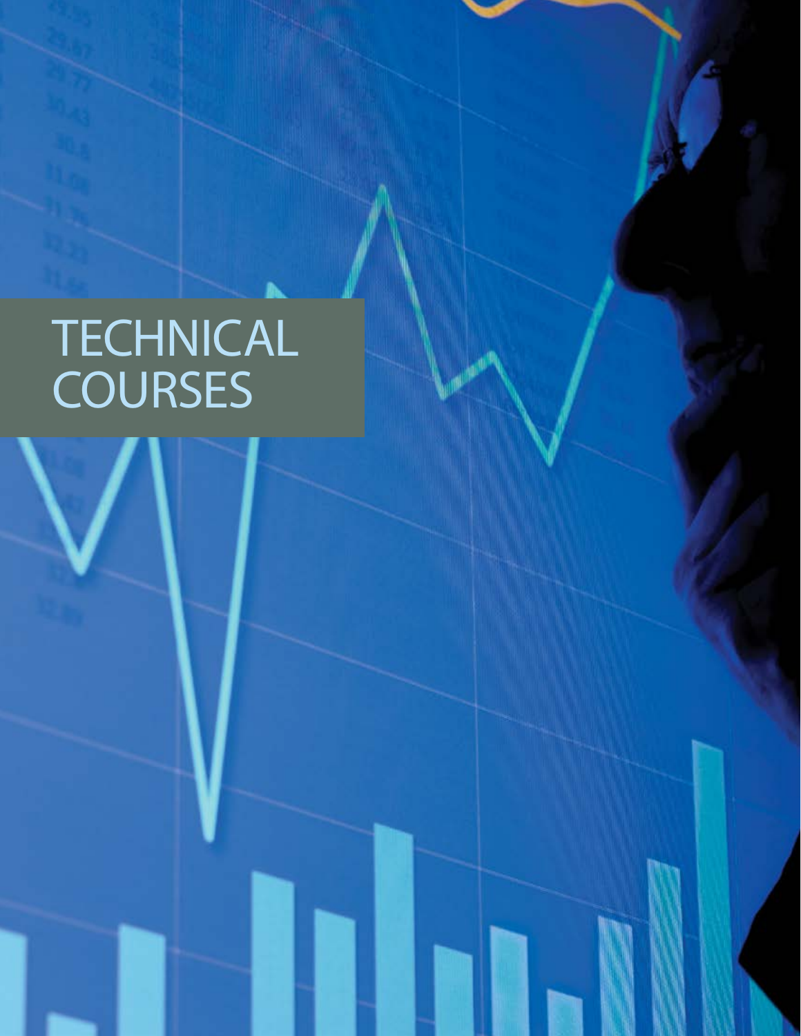# TECHNICAL COURSES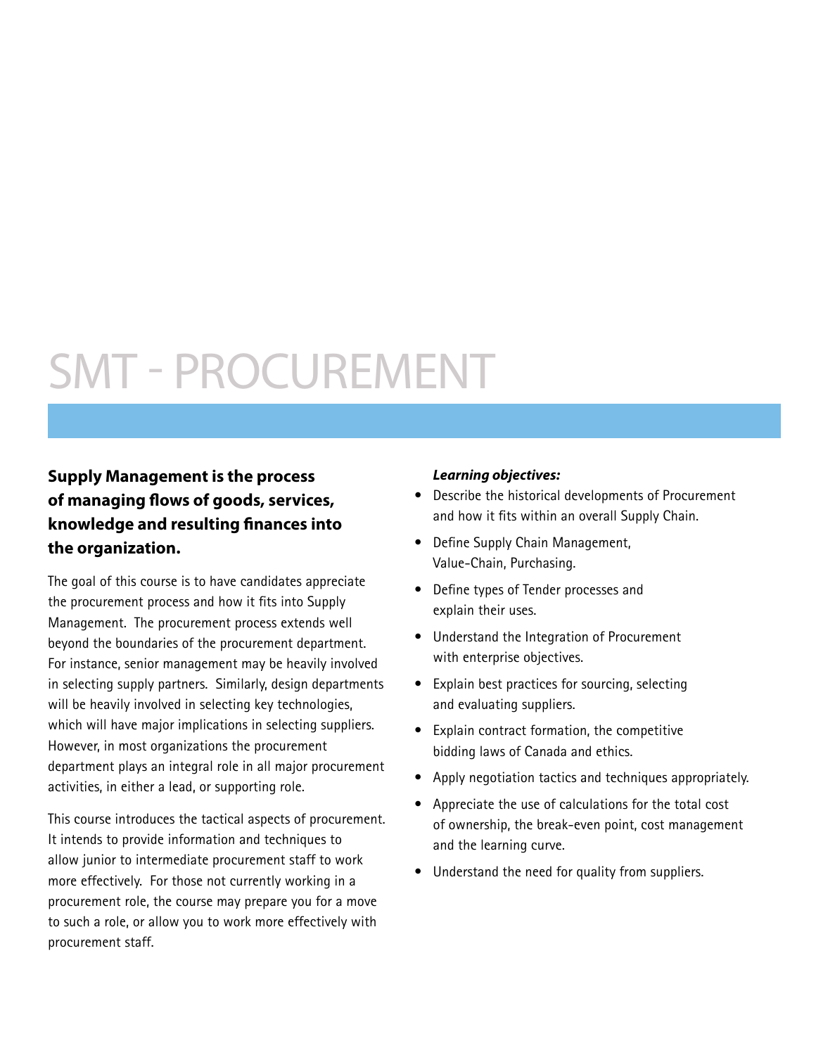# SMT - PROCUREMENT

**Supply Management is the process of managing flows of goods, services, knowledge and resulting finances into the organization.**

The goal of this course is to have candidates appreciate the procurement process and how it fits into Supply Management. The procurement process extends well beyond the boundaries of the procurement department. For instance, senior management may be heavily involved in selecting supply partners. Similarly, design departments will be heavily involved in selecting key technologies, which will have major implications in selecting suppliers. However, in most organizations the procurement department plays an integral role in all major procurement activities, in either a lead, or supporting role.

This course introduces the tactical aspects of procurement. It intends to provide information and techniques to allow junior to intermediate procurement staff to work more effectively. For those not currently working in a procurement role, the course may prepare you for a move to such a role, or allow you to work more effectively with procurement staff.

***Learning objectives:***

- Describe the historical developments of Procurement and how it fits within an overall Supply Chain.
- Define Supply Chain Management, Value-Chain, Purchasing.
- Define types of Tender processes and explain their uses.
- Understand the Integration of Procurement with enterprise objectives.
- Explain best practices for sourcing, selecting and evaluating suppliers.
- Explain contract formation, the competitive bidding laws of Canada and ethics.
- Apply negotiation tactics and techniques appropriately.
- Appreciate the use of calculations for the total cost of ownership, the break-even point, cost management and the learning curve.
- Understand the need for quality from suppliers.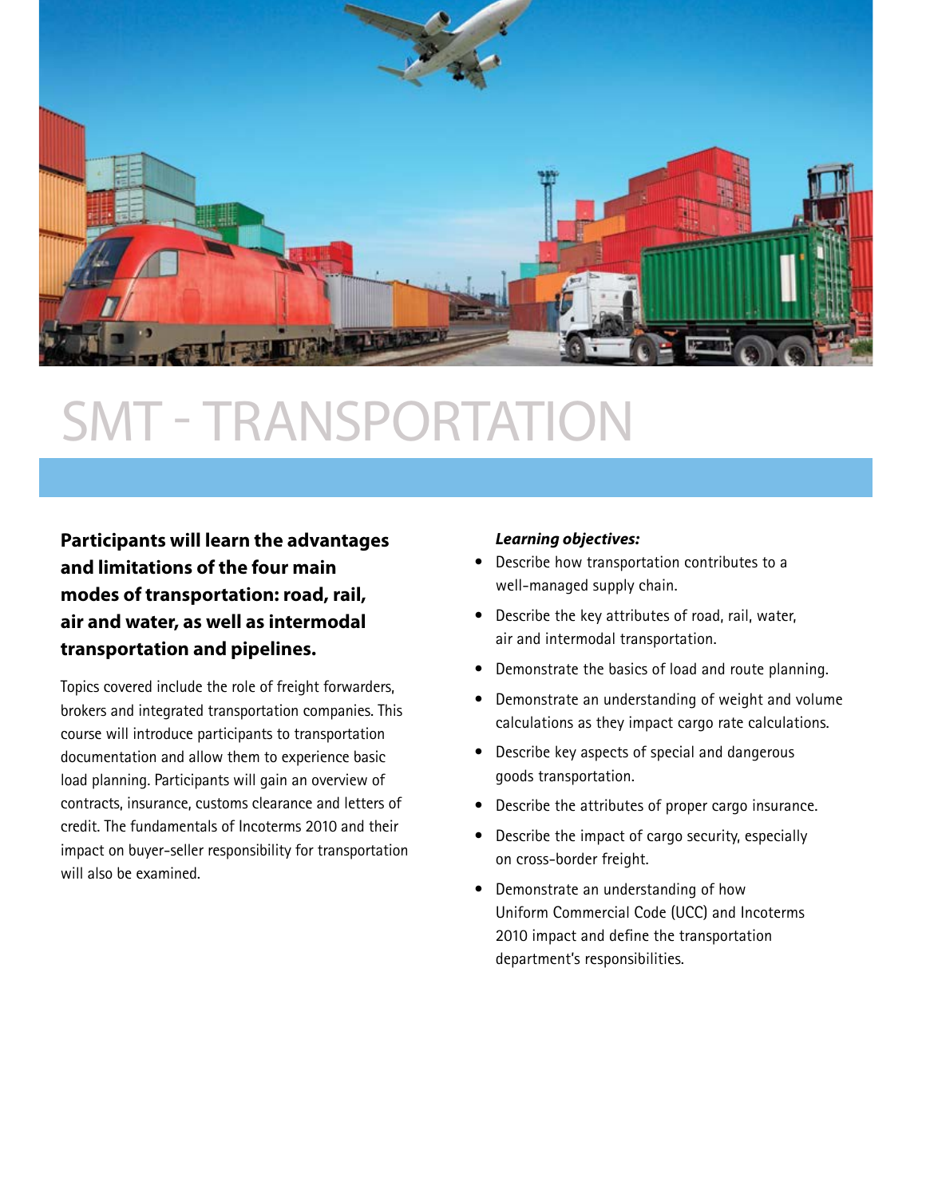# SMT - TRANSPORTATION

**Participants will learn the advantages and limitations of the four main modes of transportation: road, rail, air and water, as well as intermodal transportation and pipelines.**

Topics covered include the role of freight forwarders, brokers and integrated transportation companies. This course will introduce participants to transportation documentation and allow them to experience basic load planning. Participants will gain an overview of contracts, insurance, customs clearance and letters of credit. The fundamentals of Incoterms 2010 and their impact on buyer-seller responsibility for transportation will also be examined.

***Learning objectives:***

- Describe how transportation contributes to a well-managed supply chain.
- Describe the key attributes of road, rail, water, air and intermodal transportation.
- Demonstrate the basics of load and route planning.
- Demonstrate an understanding of weight and volume calculations as they impact cargo rate calculations.
- Describe key aspects of special and dangerous goods transportation.
- Describe the attributes of proper cargo insurance.
- Describe the impact of cargo security, especially on cross-border freight.
- Demonstrate an understanding of how Uniform Commercial Code (UCC) and Incoterms 2010 impact and define the transportation department's responsibilities.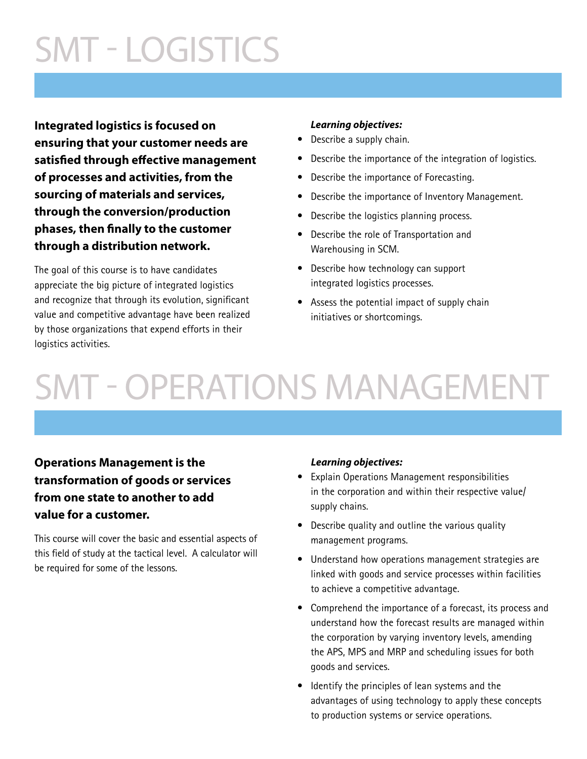# SMT - LOGISTICS

**Integrated logistics is focused on ensuring that your customer needs are satisfied through effective management of processes and activities, from the sourcing of materials and services, through the conversion/production phases, then finally to the customer through a distribution network.**

The goal of this course is to have candidates appreciate the big picture of integrated logistics and recognize that through its evolution, significant value and competitive advantage have been realized by those organizations that expend efforts in their logistics activities.

***Learning objectives:***

- Describe a supply chain.
- Describe the importance of the integration of logistics.
- Describe the importance of Forecasting.
- Describe the importance of Inventory Management.
- Describe the logistics planning process.
- Describe the role of Transportation and Warehousing in SCM.
- Describe how technology can support integrated logistics processes.
- Assess the potential impact of supply chain initiatives or shortcomings.

# SMT - OPERATIONS MANAGEMENT

**Operations Management is the transformation of goods or services from one state to another to add value for a customer.**

This course will cover the basic and essential aspects of this field of study at the tactical level. A calculator will be required for some of the lessons.

***Learning objectives:***

- Explain Operations Management responsibilities in the corporation and within their respective value/supply chains.
- Describe quality and outline the various quality management programs.
- Understand how operations management strategies are linked with goods and service processes within facilities to achieve a competitive advantage.
- Comprehend the importance of a forecast, its process and understand how the forecast results are managed within the corporation by varying inventory levels, amending the APS, MPS and MRP and scheduling issues for both goods and services.
- Identify the principles of lean systems and the advantages of using technology to apply these concepts to production systems or service operations.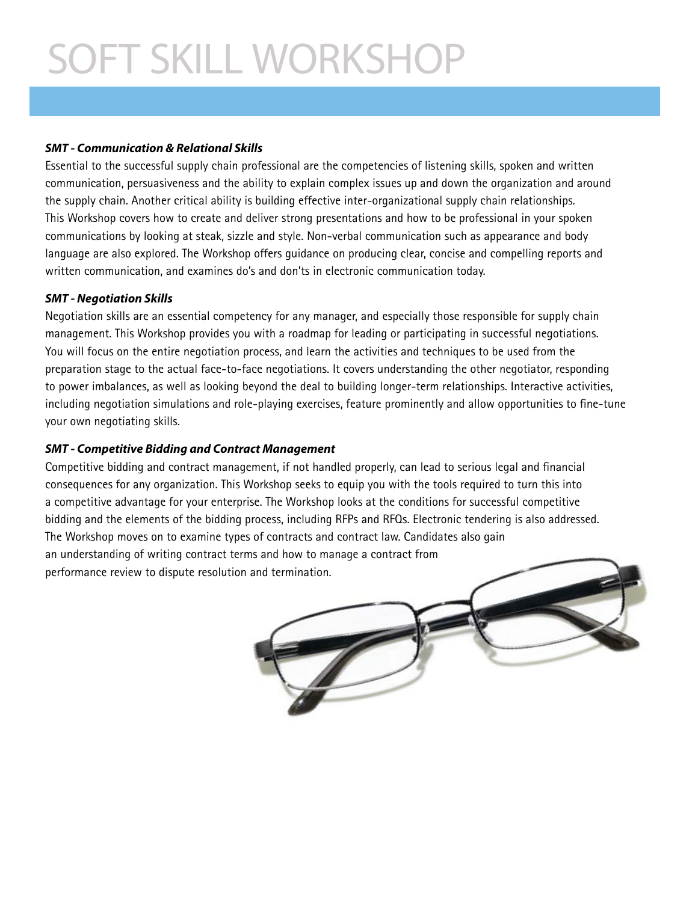# SOFT SKILL WORKSHOP

***SMT - Communication & Relational Skills***

Essential to the successful supply chain professional are the competencies of listening skills, spoken and written communication, persuasiveness and the ability to explain complex issues up and down the organization and around the supply chain. Another critical ability is building effective inter-organizational supply chain relationships. This Workshop covers how to create and deliver strong presentations and how to be professional in your spoken communications by looking at steak, sizzle and style. Non-verbal communication such as appearance and body language are also explored. The Workshop offers guidance on producing clear, concise and compelling reports and written communication, and examines do's and don'ts in electronic communication today.

***SMT - Negotiation Skills***

Negotiation skills are an essential competency for any manager, and especially those responsible for supply chain management. This Workshop provides you with a roadmap for leading or participating in successful negotiations. You will focus on the entire negotiation process, and learn the activities and techniques to be used from the preparation stage to the actual face-to-face negotiations. It covers understanding the other negotiator, responding to power imbalances, as well as looking beyond the deal to building longer-term relationships. Interactive activities, including negotiation simulations and role-playing exercises, feature prominently and allow opportunities to fine-tune your own negotiating skills.

***SMT - Competitive Bidding and Contract Management***

Competitive bidding and contract management, if not handled properly, can lead to serious legal and financial consequences for any organization. This Workshop seeks to equip you with the tools required to turn this into a competitive advantage for your enterprise. The Workshop looks at the conditions for successful competitive bidding and the elements of the bidding process, including RFPs and RFQs. Electronic tendering is also addressed. The Workshop moves on to examine types of contracts and contract law. Candidates also gain an understanding of writing contract terms and how to manage a contract from performance review to dispute resolution and termination.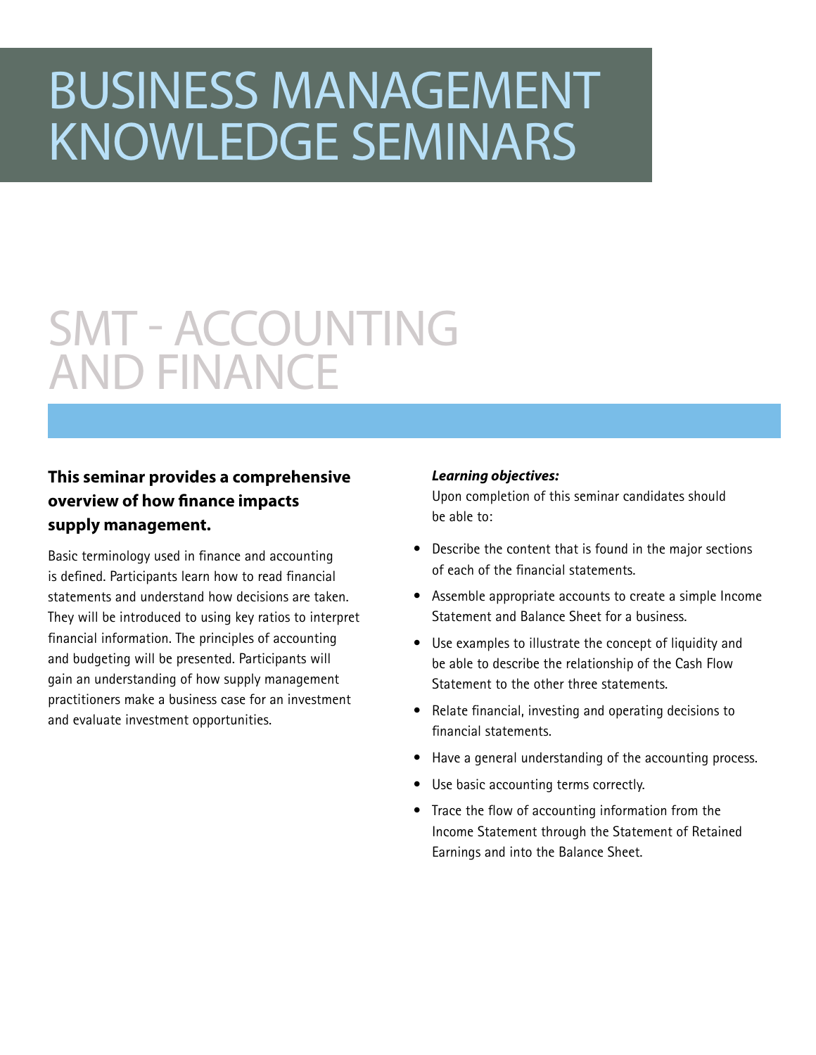# BUSINESS MANAGEMENT KNOWLEDGE SEMINARS

## SMT - ACCOUNTING AND FINANCE

**This seminar provides a comprehensive overview of how finance impacts supply management.**

Basic terminology used in finance and accounting is defined. Participants learn how to read financial statements and understand how decisions are taken. They will be introduced to using key ratios to interpret financial information. The principles of accounting and budgeting will be presented. Participants will gain an understanding of how supply management practitioners make a business case for an investment and evaluate investment opportunities.

***Learning objectives:***

Upon completion of this seminar candidates should be able to:

- Describe the content that is found in the major sections of each of the financial statements.
- Assemble appropriate accounts to create a simple Income Statement and Balance Sheet for a business.
- Use examples to illustrate the concept of liquidity and be able to describe the relationship of the Cash Flow Statement to the other three statements.
- Relate financial, investing and operating decisions to financial statements.
- Have a general understanding of the accounting process.
- Use basic accounting terms correctly.
- Trace the flow of accounting information from the Income Statement through the Statement of Retained Earnings and into the Balance Sheet.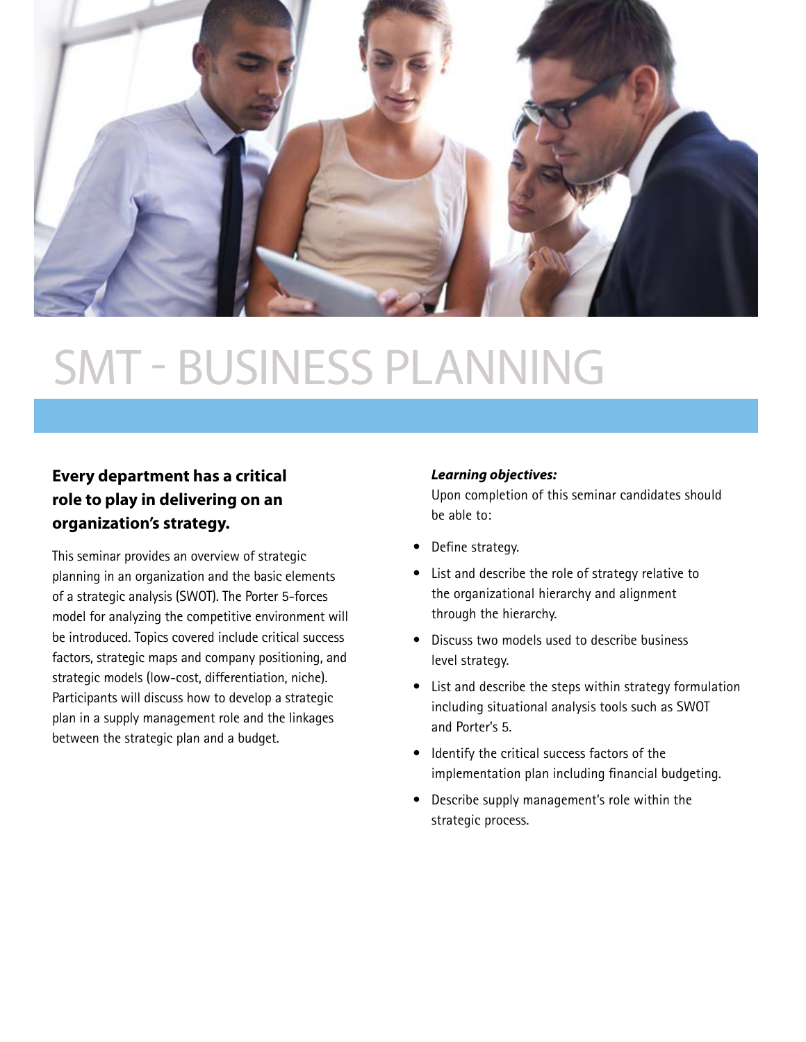# SMT - BUSINESS PLANNING

**Every department has a critical role to play in delivering on an organization's strategy.**

This seminar provides an overview of strategic planning in an organization and the basic elements of a strategic analysis (SWOT). The Porter 5-forces model for analyzing the competitive environment will be introduced. Topics covered include critical success factors, strategic maps and company positioning, and strategic models (low-cost, differentiation, niche). Participants will discuss how to develop a strategic plan in a supply management role and the linkages between the strategic plan and a budget.

***Learning objectives:***

Upon completion of this seminar candidates should be able to:

- Define strategy.
- List and describe the role of strategy relative to the organizational hierarchy and alignment through the hierarchy.
- Discuss two models used to describe business level strategy.
- List and describe the steps within strategy formulation including situational analysis tools such as SWOT and Porter's 5.
- Identify the critical success factors of the implementation plan including financial budgeting.
- Describe supply management's role within the strategic process.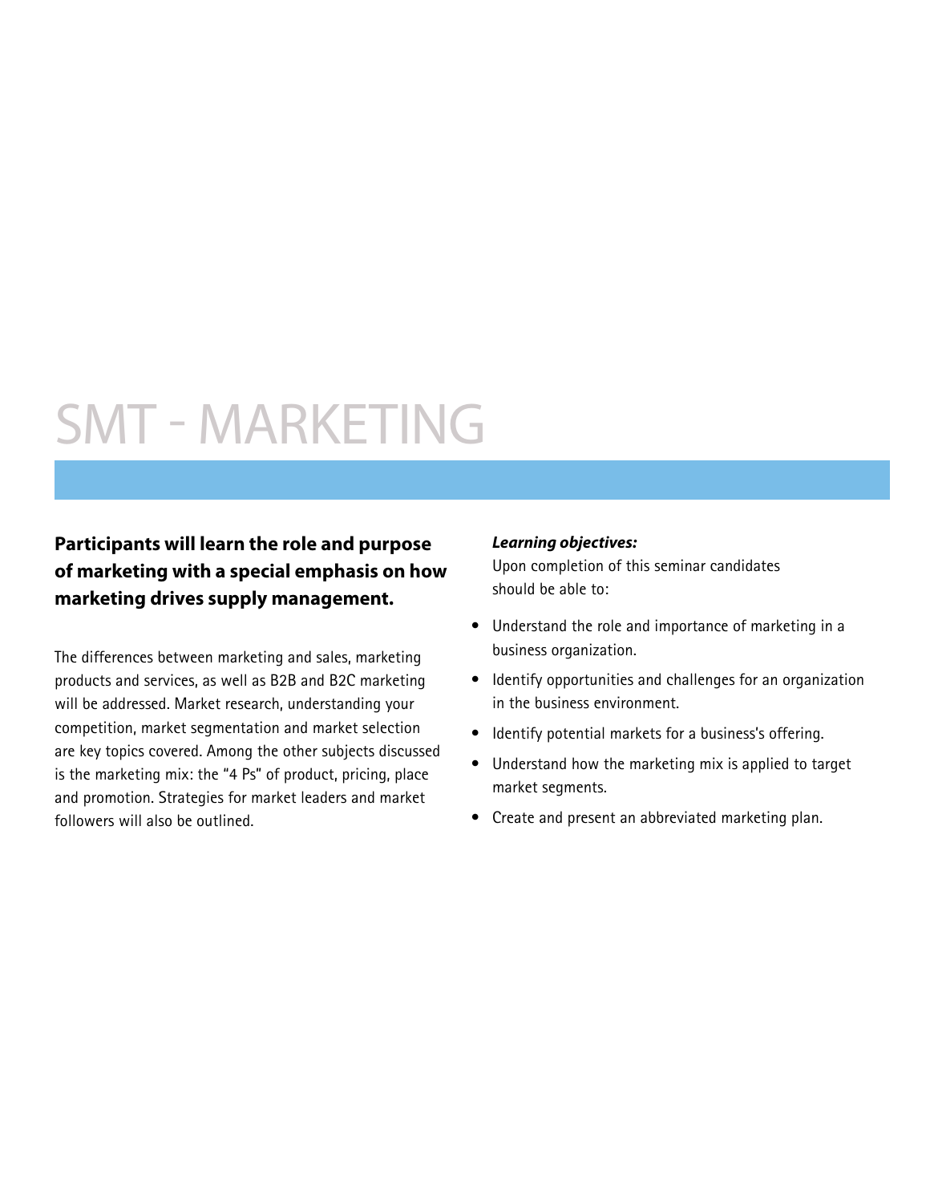# SMT - MARKETING

**Participants will learn the role and purpose of marketing with a special emphasis on how marketing drives supply management.**

The differences between marketing and sales, marketing products and services, as well as B2B and B2C marketing will be addressed. Market research, understanding your competition, market segmentation and market selection are key topics covered. Among the other subjects discussed is the marketing mix: the "4 Ps" of product, pricing, place and promotion. Strategies for market leaders and market followers will also be outlined.

***Learning objectives:***

Upon completion of this seminar candidates should be able to:

- Understand the role and importance of marketing in a business organization.
- Identify opportunities and challenges for an organization in the business environment.
- Identify potential markets for a business's offering.
- Understand how the marketing mix is applied to target market segments.
- Create and present an abbreviated marketing plan.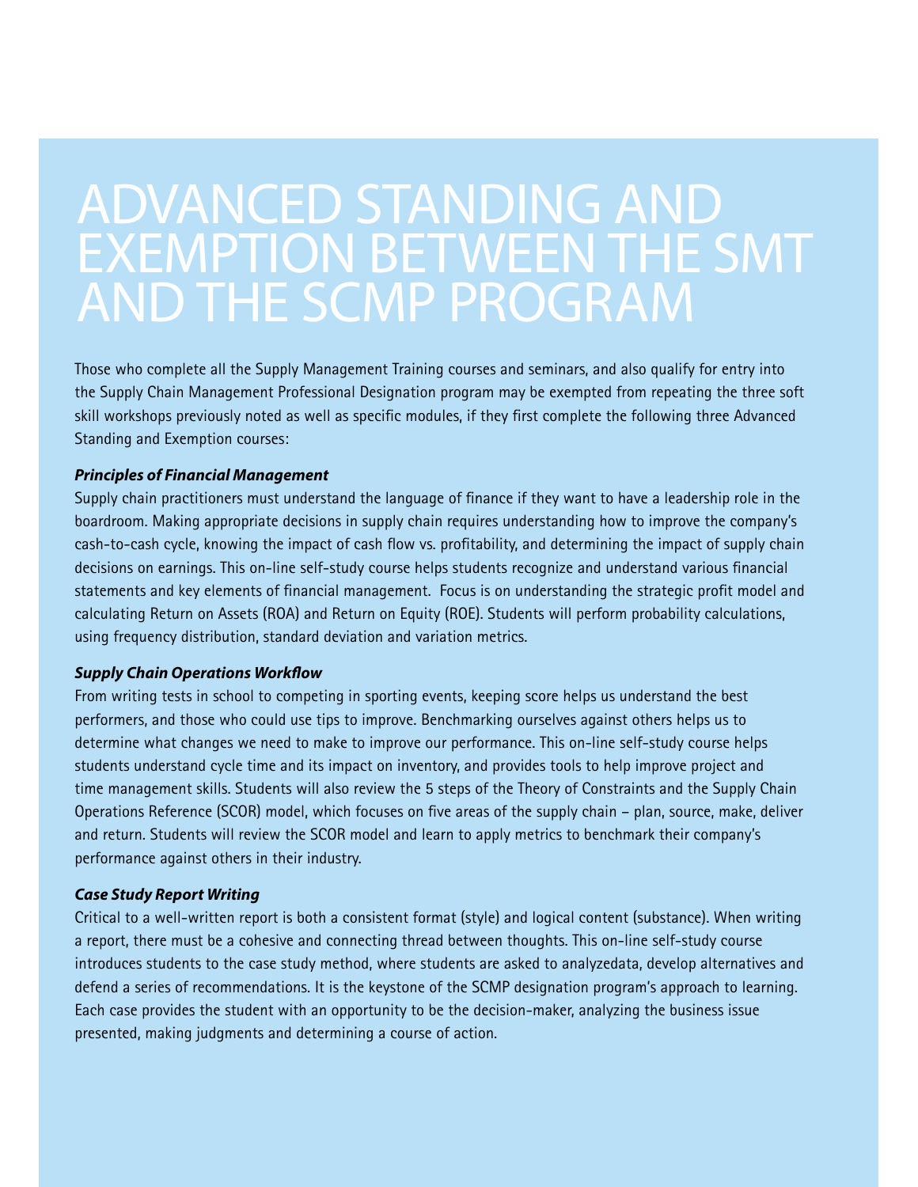# ADVANCED STANDING AND EXEMPTION BETWEEN THE SMT AND THE SCMP PROGRAM

Those who complete all the Supply Management Training courses and seminars, and also qualify for entry into the Supply Chain Management Professional Designation program may be exempted from repeating the three soft skill workshops previously noted as well as specific modules, if they first complete the following three Advanced Standing and Exemption courses:

***Principles of Financial Management***

Supply chain practitioners must understand the language of finance if they want to have a leadership role in the boardroom. Making appropriate decisions in supply chain requires understanding how to improve the company's cash-to-cash cycle, knowing the impact of cash flow vs. profitability, and determining the impact of supply chain decisions on earnings. This on-line self-study course helps students recognize and understand various financial statements and key elements of financial management. Focus is on understanding the strategic profit model and calculating Return on Assets (ROA) and Return on Equity (ROE). Students will perform probability calculations, using frequency distribution, standard deviation and variation metrics.

***Supply Chain Operations Workflow***

From writing tests in school to competing in sporting events, keeping score helps us understand the best performers, and those who could use tips to improve. Benchmarking ourselves against others helps us to determine what changes we need to make to improve our performance. This on-line self-study course helps students understand cycle time and its impact on inventory, and provides tools to help improve project and time management skills. Students will also review the 5 steps of the Theory of Constraints and the Supply Chain Operations Reference (SCOR) model, which focuses on five areas of the supply chain – plan, source, make, deliver and return. Students will review the SCOR model and learn to apply metrics to benchmark their company's performance against others in their industry.

***Case Study Report Writing***

Critical to a well-written report is both a consistent format (style) and logical content (substance). When writing a report, there must be a cohesive and connecting thread between thoughts. This on-line self-study course introduces students to the case study method, where students are asked to analyzedata, develop alternatives and defend a series of recommendations. It is the keystone of the SCMP designation program's approach to learning. Each case provides the student with an opportunity to be the decision-maker, analyzing the business issue presented, making judgments and determining a course of action.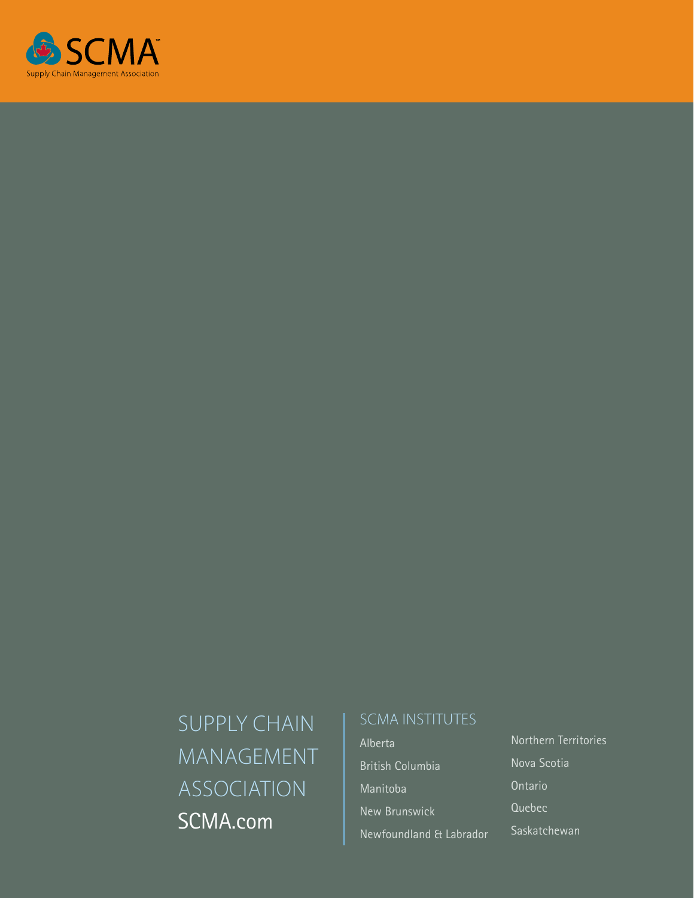SCMA
Supply Chain Management Association

SUPPLY CHAIN MANAGEMENT ASSOCIATION

SCMA.com

SCMA INSTITUTES

- Alberta
- British Columbia
- Manitoba
- New Brunswick
- Newfoundland & Labrador
- Northern Territories
- Nova Scotia
- Ontario
- Quebec
- Saskatchewan